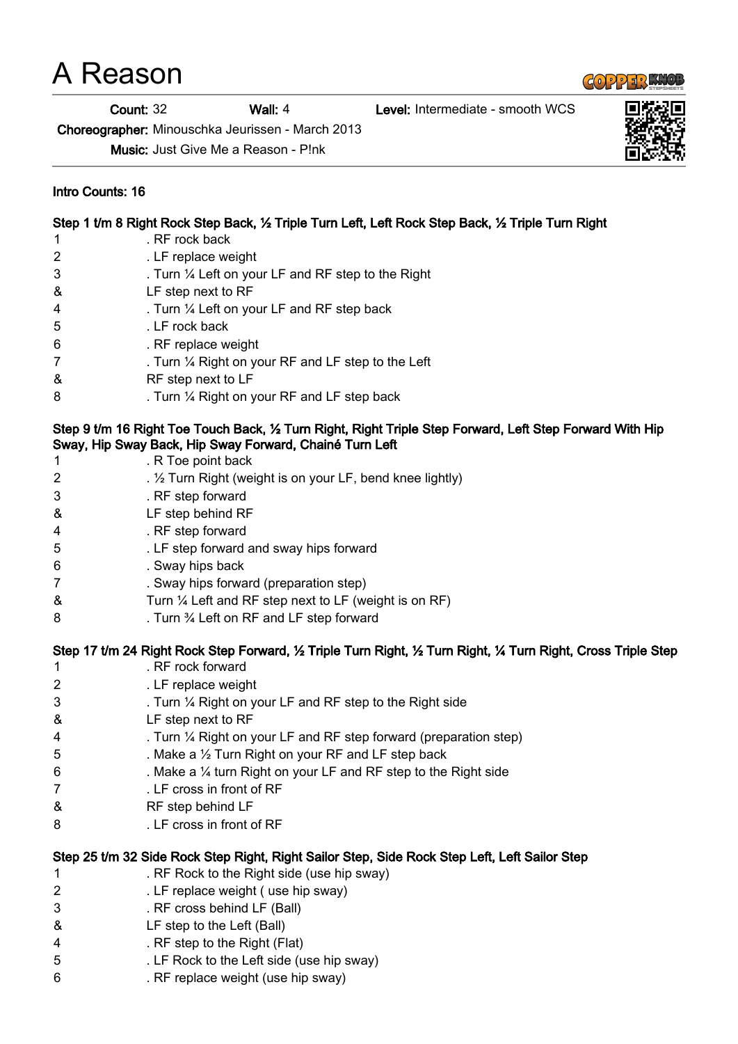# A Reason

**Count:** 32 **Wall:** 4 **Level:** Intermediate - smooth WCS

**Choreographer:** Minouschka Jeurissen - March 2013

**Music:** Just Give Me a Reason - P!nk

**Intro Counts: 16**

**Step 1 t/m 8 Right Rock Step Back, ½ Triple Turn Left, Left Rock Step Back, ½ Triple Turn Right**

| | |
|---|---|
| 1 | . RF rock back |
| 2 | . LF replace weight |
| 3 | . Turn ¼ Left on your LF and RF step to the Right |
| & | LF step next to RF |
| 4 | . Turn ¼ Left on your LF and RF step back |
| 5 | . LF rock back |
| 6 | . RF replace weight |
| 7 | . Turn ¼ Right on your RF and LF step to the Left |
| & | RF step next to LF |
| 8 | . Turn ¼ Right on your RF and LF step back |

**Step 9 t/m 16 Right Toe Touch Back, ½ Turn Right, Right Triple Step Forward, Left Step Forward With Hip Sway, Hip Sway Back, Hip Sway Forward, Chainé Turn Left**

| | |
|---|---|
| 1 | . R Toe point back |
| 2 | . ½ Turn Right (weight is on your LF, bend knee lightly) |
| 3 | . RF step forward |
| & | LF step behind RF |
| 4 | . RF step forward |
| 5 | . LF step forward and sway hips forward |
| 6 | . Sway hips back |
| 7 | . Sway hips forward (preparation step) |
| & | Turn ¼ Left and RF step next to LF (weight is on RF) |
| 8 | . Turn ¾ Left on RF and LF step forward |

**Step 17 t/m 24 Right Rock Step Forward, ½ Triple Turn Right, ½ Turn Right, ¼ Turn Right, Cross Triple Step**

| | |
|---|---|
| 1 | . RF rock forward |
| 2 | . LF replace weight |
| 3 | . Turn ¼ Right on your LF and RF step to the Right side |
| & | LF step next to RF |
| 4 | . Turn ¼ Right on your LF and RF step forward (preparation step) |
| 5 | . Make a ½ Turn Right on your RF and LF step back |
| 6 | . Make a ¼ turn Right on your LF and RF step to the Right side |
| 7 | . LF cross in front of RF |
| & | RF step behind LF |
| 8 | . LF cross in front of RF |

**Step 25 t/m 32 Side Rock Step Right, Right Sailor Step, Side Rock Step Left, Left Sailor Step**

| | |
|---|---|
| 1 | . RF Rock to the Right side (use hip sway) |
| 2 | . LF replace weight ( use hip sway) |
| 3 | . RF cross behind LF (Ball) |
| & | LF step to the Left (Ball) |
| 4 | . RF step to the Right (Flat) |
| 5 | . LF Rock to the Left side (use hip sway) |
| 6 | . RF replace weight (use hip sway) |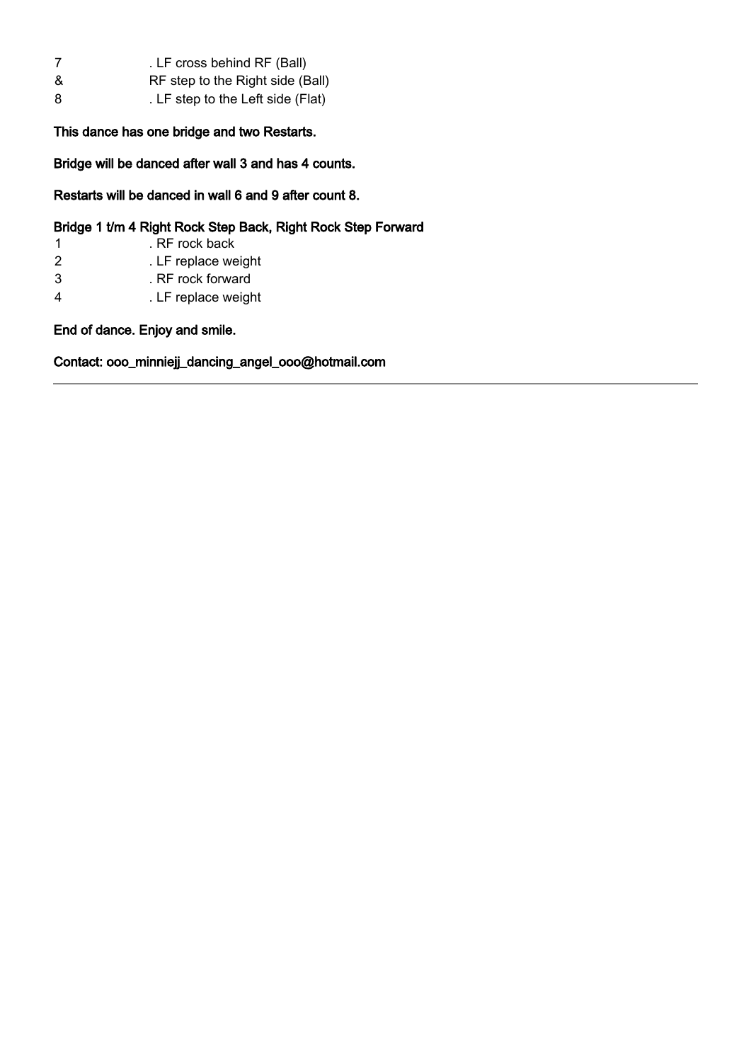7 . LF cross behind RF (Ball)
& RF step to the Right side (Ball)
8 . LF step to the Left side (Flat)

**This dance has one bridge and two Restarts.**

**Bridge will be danced after wall 3 and has 4 counts.**

**Restarts will be danced in wall 6 and 9 after count 8.**

**Bridge 1 t/m 4 Right Rock Step Back, Right Rock Step Forward**

1 . RF rock back
2 . LF replace weight
3 . RF rock forward
4 . LF replace weight

**End of dance. Enjoy and smile.**

**Contact: ooo_minniejj_dancing_angel_ooo@hotmail.com**

---